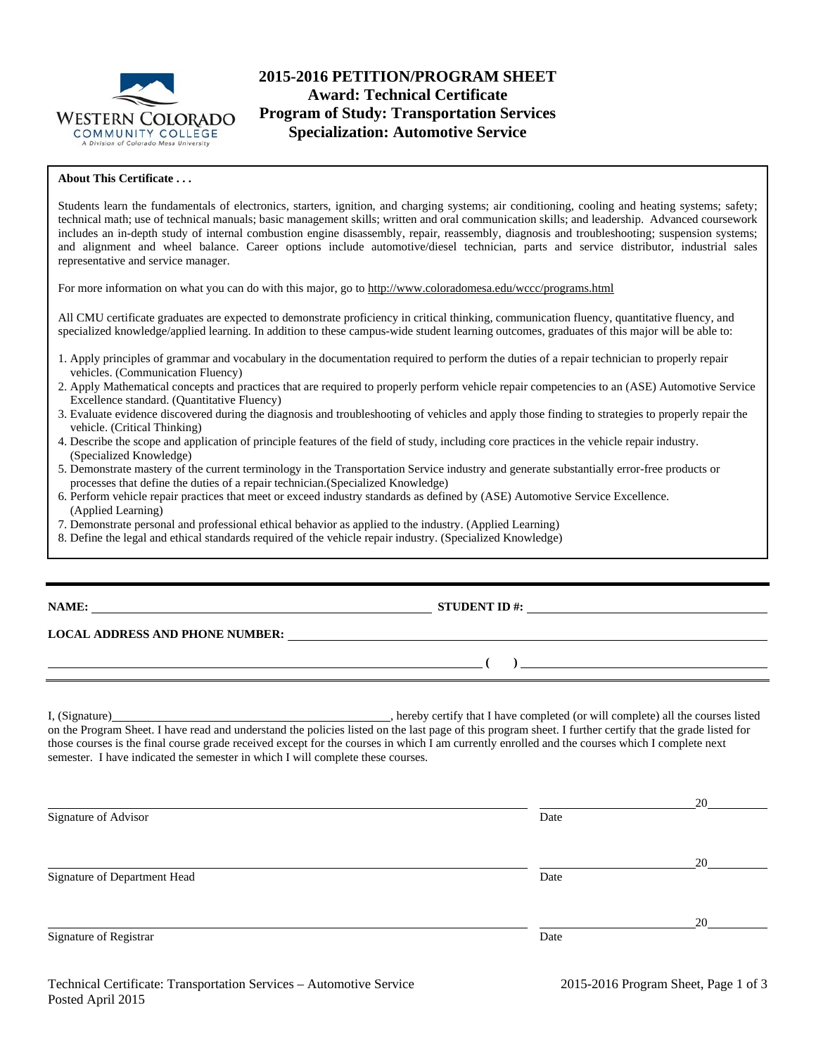# 2015-2016 PETITION/PROGRAM SHEET
## Award: Technical Certificate
## Program of Study: Transportation Services
## Specialization: Automotive Service

**About This Certificate . . .**

Students learn the fundamentals of electronics, starters, ignition, and charging systems; air conditioning, cooling and heating systems; safety; technical math; use of technical manuals; basic management skills; written and oral communication skills; and leadership. Advanced coursework includes an in-depth study of internal combustion engine disassembly, repair, reassembly, diagnosis and troubleshooting; suspension systems; and alignment and wheel balance. Career options include automotive/diesel technician, parts and service distributor, industrial sales representative and service manager.

For more information on what you can do with this major, go to http://www.coloradomesa.edu/wccc/programs.html

All CMU certificate graduates are expected to demonstrate proficiency in critical thinking, communication fluency, quantitative fluency, and specialized knowledge/applied learning. In addition to these campus-wide student learning outcomes, graduates of this major will be able to:

1. Apply principles of grammar and vocabulary in the documentation required to perform the duties of a repair technician to properly repair vehicles. (Communication Fluency)
2. Apply Mathematical concepts and practices that are required to properly perform vehicle repair competencies to an (ASE) Automotive Service Excellence standard. (Quantitative Fluency)
3. Evaluate evidence discovered during the diagnosis and troubleshooting of vehicles and apply those finding to strategies to properly repair the vehicle. (Critical Thinking)
4. Describe the scope and application of principle features of the field of study, including core practices in the vehicle repair industry. (Specialized Knowledge)
5. Demonstrate mastery of the current terminology in the Transportation Service industry and generate substantially error-free products or processes that define the duties of a repair technician.(Specialized Knowledge)
6. Perform vehicle repair practices that meet or exceed industry standards as defined by (ASE) Automotive Service Excellence. (Applied Learning)
7. Demonstrate personal and professional ethical behavior as applied to the industry. (Applied Learning)
8. Define the legal and ethical standards required of the vehicle repair industry. (Specialized Knowledge)

---

**NAME:** ______________________________ **STUDENT ID #:** ______________________________

**LOCAL ADDRESS AND PHONE NUMBER:** ______________________________

______________________________ **( )** ______________________________

I, (Signature)______________________________, hereby certify that I have completed (or will complete) all the courses listed on the Program Sheet. I have read and understand the policies listed on the last page of this program sheet. I further certify that the grade listed for those courses is the final course grade received except for the courses in which I am currently enrolled and the courses which I complete next semester. I have indicated the semester in which I will complete these courses.

______________________________ ______________ 20______
Signature of Advisor Date

______________________________ ______________ 20______
Signature of Department Head Date

______________________________ ______________ 20______
Signature of Registrar Date

Technical Certificate: Transportation Services – Automotive Service
Posted April 2015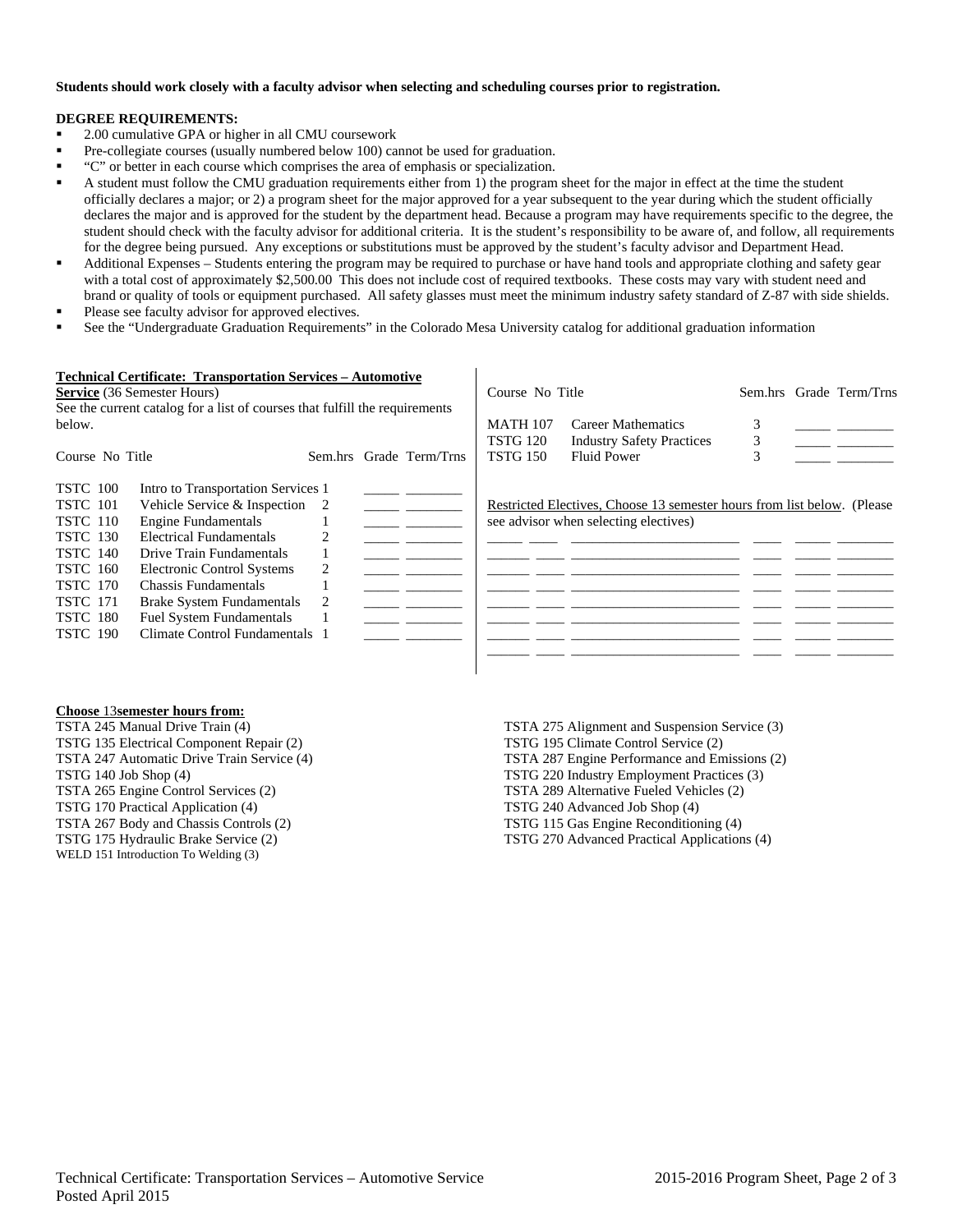**Students should work closely with a faculty advisor when selecting and scheduling courses prior to registration.**

**DEGREE REQUIREMENTS:**

- 2.00 cumulative GPA or higher in all CMU coursework
- Pre-collegiate courses (usually numbered below 100) cannot be used for graduation.
- "C" or better in each course which comprises the area of emphasis or specialization.
- A student must follow the CMU graduation requirements either from 1) the program sheet for the major in effect at the time the student officially declares a major; or 2) a program sheet for the major approved for a year subsequent to the year during which the student officially declares the major and is approved for the student by the department head. Because a program may have requirements specific to the degree, the student should check with the faculty advisor for additional criteria. It is the student's responsibility to be aware of, and follow, all requirements for the degree being pursued. Any exceptions or substitutions must be approved by the student's faculty advisor and Department Head.
- Additional Expenses – Students entering the program may be required to purchase or have hand tools and appropriate clothing and safety gear with a total cost of approximately $2,500.00 This does not include cost of required textbooks. These costs may vary with student need and brand or quality of tools or equipment purchased. All safety glasses must meet the minimum industry safety standard of Z-87 with side shields.
- Please see faculty advisor for approved electives.
- See the "Undergraduate Graduation Requirements" in the Colorado Mesa University catalog for additional graduation information

**Technical Certificate: Transportation Services – Automotive Service** (36 Semester Hours)
See the current catalog for a list of courses that fulfill the requirements below.

| Course No | Title | Sem.hrs | Grade | Term/Trns |
|---|---|---|---|---|
| TSTC 100 | Intro to Transportation Services | 1 | | |
| TSTC 101 | Vehicle Service & Inspection | 2 | | |
| TSTC 110 | Engine Fundamentals | 1 | | |
| TSTC 130 | Electrical Fundamentals | 2 | | |
| TSTC 140 | Drive Train Fundamentals | 1 | | |
| TSTC 160 | Electronic Control Systems | 2 | | |
| TSTC 170 | Chassis Fundamentals | 1 | | |
| TSTC 171 | Brake System Fundamentals | 2 | | |
| TSTC 180 | Fuel System Fundamentals | 1 | | |
| TSTC 190 | Climate Control Fundamentals | 1 | | |
| MATH 107 | Career Mathematics | 3 | | |
| TSTG 120 | Industry Safety Practices | 3 | | |
| TSTG 150 | Fluid Power | 3 | | |

Restricted Electives, Choose 13 semester hours from list below. (Please see advisor when selecting electives)

| Course | No | Title | Sem.hrs | Grade | Term/Trns |
|---|---|---|---|---|---|
| | | | | | |
| | | | | | |
| | | | | | |
| | | | | | |
| | | | | | |
| | | | | | |
| | | | | | |

**Choose 13 semester hours from:**

TSTA 245 Manual Drive Train (4)
TSTG 135 Electrical Component Repair (2)
TSTA 247 Automatic Drive Train Service (4)
TSTG 140 Job Shop (4)
TSTA 265 Engine Control Services (2)
TSTG 170 Practical Application (4)
TSTA 267 Body and Chassis Controls (2)
TSTG 175 Hydraulic Brake Service (2)
WELD 151 Introduction To Welding (3)
TSTA 275 Alignment and Suspension Service (3)
TSTG 195 Climate Control Service (2)
TSTA 287 Engine Performance and Emissions (2)
TSTG 220 Industry Employment Practices (3)
TSTA 289 Alternative Fueled Vehicles (2)
TSTG 240 Advanced Job Shop (4)
TSTG 115 Gas Engine Reconditioning (4)
TSTG 270 Advanced Practical Applications (4)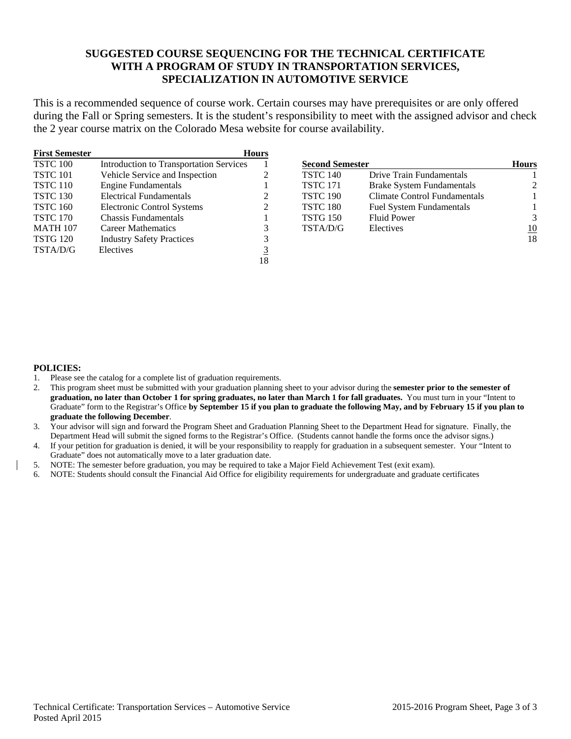## SUGGESTED COURSE SEQUENCING FOR THE TECHNICAL CERTIFICATE WITH A PROGRAM OF STUDY IN TRANSPORTATION SERVICES, SPECIALIZATION IN AUTOMOTIVE SERVICE

This is a recommended sequence of course work. Certain courses may have prerequisites or are only offered during the Fall or Spring semesters. It is the student's responsibility to meet with the assigned advisor and check the 2 year course matrix on the Colorado Mesa website for course availability.

| First Semester | | Hours |
|---|---|---|
| TSTC 100 | Introduction to Transportation Services | 1 |
| TSTC 101 | Vehicle Service and Inspection | 2 |
| TSTC 110 | Engine Fundamentals | 1 |
| TSTC 130 | Electrical Fundamentals | 2 |
| TSTC 160 | Electronic Control Systems | 2 |
| TSTC 170 | Chassis Fundamentals | 1 |
| MATH 107 | Career Mathematics | 3 |
| TSTG 120 | Industry Safety Practices | 3 |
| TSTA/D/G | Electives | 3 |
| | | 18 |

| Second Semester | | Hours |
|---|---|---|
| TSTC 140 | Drive Train Fundamentals | 1 |
| TSTC 171 | Brake System Fundamentals | 2 |
| TSTC 190 | Climate Control Fundamentals | 1 |
| TSTC 180 | Fuel System Fundamentals | 1 |
| TSTG 150 | Fluid Power | 3 |
| TSTA/D/G | Electives | 10 |
| | | 18 |

**POLICIES:**

1. Please see the catalog for a complete list of graduation requirements.
2. This program sheet must be submitted with your graduation planning sheet to your advisor during the **semester prior to the semester of graduation, no later than October 1 for spring graduates, no later than March 1 for fall graduates.** You must turn in your "Intent to Graduate" form to the Registrar's Office **by September 15 if you plan to graduate the following May, and by February 15 if you plan to graduate the following December**.
3. Your advisor will sign and forward the Program Sheet and Graduation Planning Sheet to the Department Head for signature. Finally, the Department Head will submit the signed forms to the Registrar's Office. (Students cannot handle the forms once the advisor signs.)
4. If your petition for graduation is denied, it will be your responsibility to reapply for graduation in a subsequent semester. Your "Intent to Graduate" does not automatically move to a later graduation date.
5. NOTE: The semester before graduation, you may be required to take a Major Field Achievement Test (exit exam).
6. NOTE: Students should consult the Financial Aid Office for eligibility requirements for undergraduate and graduate certificates